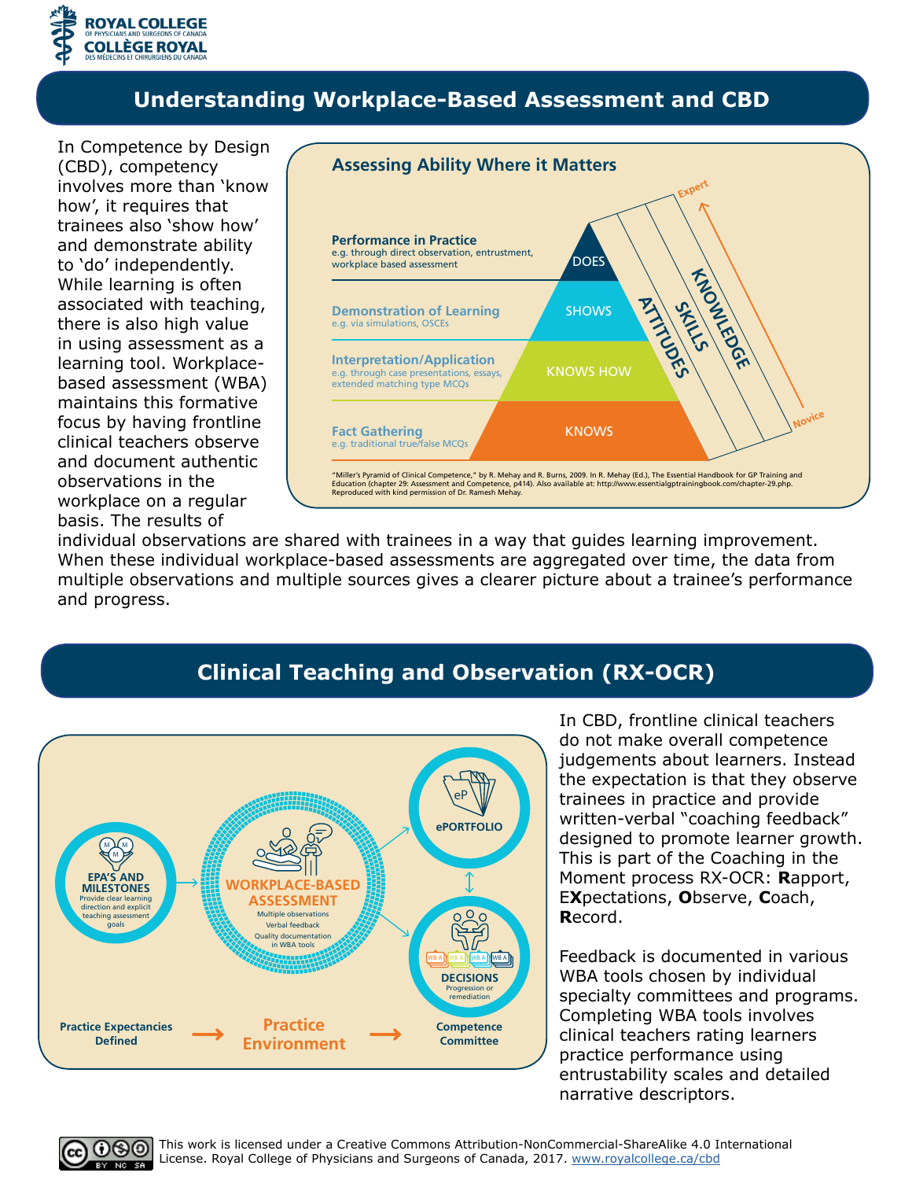# Understanding Workplace-Based Assessment and CBD

In Competence by Design (CBD), competency involves more than 'know how', it requires that trainees also 'show how' and demonstrate ability to 'do' independently. While learning is often associated with teaching, there is also high value in using assessment as a learning tool. Workplace-based assessment (WBA) maintains this formative focus by having frontline clinical teachers observe and document authentic observations in the workplace on a regular basis. The results of individual observations are shared with trainees in a way that guides learning improvement. When these individual workplace-based assessments are aggregated over time, the data from multiple observations and multiple sources gives a clearer picture about a trainee's performance and progress.

## Assessing Ability Where it Matters

**Performance in Practice** – e.g. through direct observation, entrustment, workplace based assessment — DOES

**Demonstration of Learning** – e.g. via simulations, OSCEs — SHOWS

**Interpretation/Application** – e.g. through case presentations, essays, extended matching type MCQs — KNOWS HOW

**Fact Gathering** – e.g. traditional true/false MCQs — KNOWS

KNOWLEDGE · SKILLS · ATTITUDES (Novice → Expert)

"Miller's Pyramid of Clinical Competence," by R. Mehay and R. Burns, 2009. In R. Mehay (Ed.), The Essential Handbook for GP Training and Education (chapter 29: Assessment and Competence, p414). Also available at: http://www.essentialgptrainingbook.com/chapter-29.php. Reproduced with kind permission of Dr. Ramesh Mehay.

# Clinical Teaching and Observation (RX-OCR)

**EPA'S AND MILESTONES** – Provide clear learning direction and explicit teaching assessment goals

**WORKPLACE-BASED ASSESSMENT** – Multiple observations; Verbal feedback; Quality documentation in WBA tools

**ePORTFOLIO**

**DECISIONS** – Progression or remediation

Practice Expectancies Defined → Practice Environment → Competence Committee

In CBD, frontline clinical teachers do not make overall competence judgements about learners. Instead the expectation is that they observe trainees in practice and provide written-verbal "coaching feedback" designed to promote learner growth. This is part of the Coaching in the Moment process RX-OCR: **R**apport, E**X**pectations, **O**bserve, **C**oach, **R**ecord.

Feedback is documented in various WBA tools chosen by individual specialty committees and programs. Completing WBA tools involves clinical teachers rating learners practice performance using entrustability scales and detailed narrative descriptors.

This work is licensed under a Creative Commons Attribution-NonCommercial-ShareAlike 4.0 International License. Royal College of Physicians and Surgeons of Canada, 2017. www.royalcollege.ca/cbd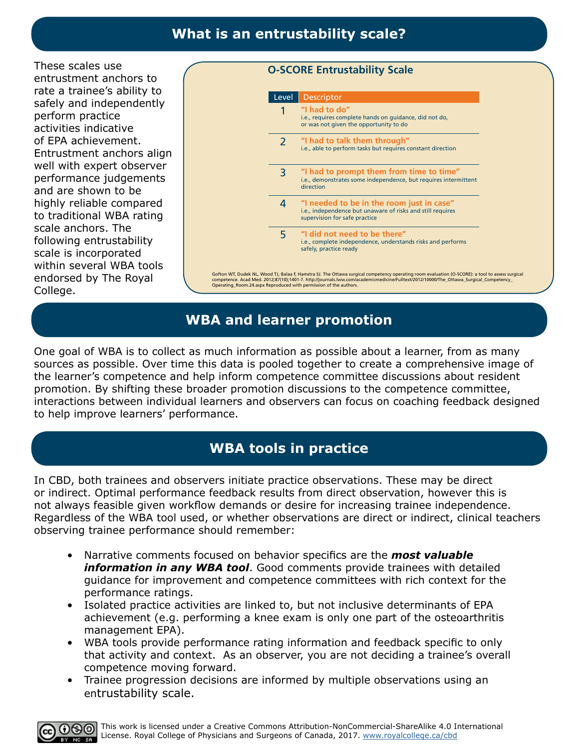## What is an entrustability scale?

These scales use entrustment anchors to rate a trainee's ability to safely and independently perform practice activities indicative of EPA achievement. Entrustment anchors align well with expert observer performance judgements and are shown to be highly reliable compared to traditional WBA rating scale anchors. The following entrustability scale is incorporated within several WBA tools endorsed by The Royal College.

### O-SCORE Entrustability Scale

| Level | Descriptor |
|---|---|
| 1 | **"I had to do"** i.e., requires complete hands on guidance, did not do, or was not given the opportunity to do |
| 2 | **"I had to talk them through"** i.e., able to perform tasks but requires constant direction |
| 3 | **"I had to prompt them from time to time"** i.e., demonstrates some independence, but requires intermittent direction |
| 4 | **"I needed to be in the room just in case"** i.e., independence but unaware of risks and still requires supervision for safe practice |
| 5 | **"I did not need to be there"** i.e., complete independence, understands risks and performs safely, practice ready |

Gofton WT, Dudek NL, Wood TJ, Balaa F, Hamstra SJ. The Ottawa surgical competency operating room evaluation (O-SCORE): a tool to assess surgical competence. Acad Med. 2012;87(10);1401-7. http://journals.lww.com/academicmedicine/Fulltext/2012/10000/The_Ottawa_Surgical_Competency_Operating_Room.24.aspx Reproduced with permission of the authors.

## WBA and learner promotion

One goal of WBA is to collect as much information as possible about a learner, from as many sources as possible. Over time this data is pooled together to create a comprehensive image of the learner's competence and help inform competence committee discussions about resident promotion. By shifting these broader promotion discussions to the competence committee, interactions between individual learners and observers can focus on coaching feedback designed to help improve learners' performance.

## WBA tools in practice

In CBD, both trainees and observers initiate practice observations. These may be direct or indirect. Optimal performance feedback results from direct observation, however this is not always feasible given workflow demands or desire for increasing trainee independence. Regardless of the WBA tool used, or whether observations are direct or indirect, clinical teachers observing trainee performance should remember:

- Narrative comments focused on behavior specifics are the ***most valuable information in any WBA tool***. Good comments provide trainees with detailed guidance for improvement and competence committees with rich context for the performance ratings.
- Isolated practice activities are linked to, but not inclusive determinants of EPA achievement (e.g. performing a knee exam is only one part of the osteoarthritis management EPA).
- WBA tools provide performance rating information and feedback specific to only that activity and context. As an observer, you are not deciding a trainee's overall competence moving forward.
- Trainee progression decisions are informed by multiple observations using an entrustability scale.

This work is licensed under a Creative Commons Attribution-NonCommercial-ShareAlike 4.0 International License. Royal College of Physicians and Surgeons of Canada, 2017. www.royalcollege.ca/cbd